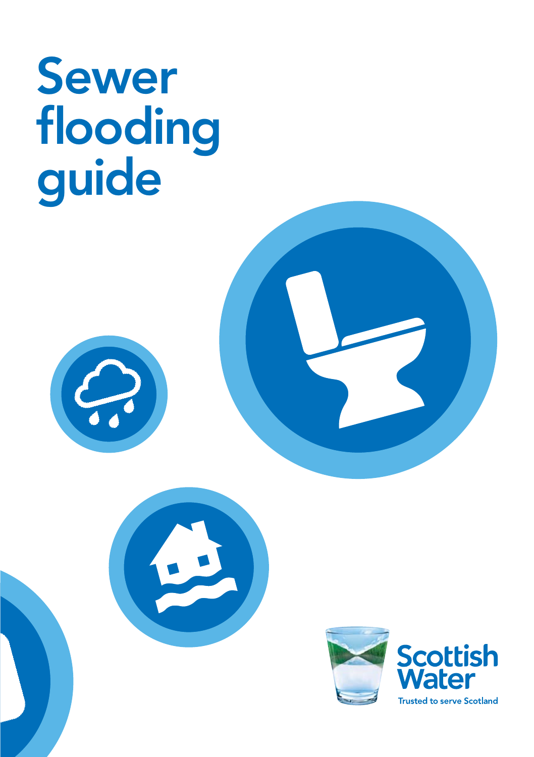# Sewer flooding guide

Scottish Water

Trusted to serve Scotland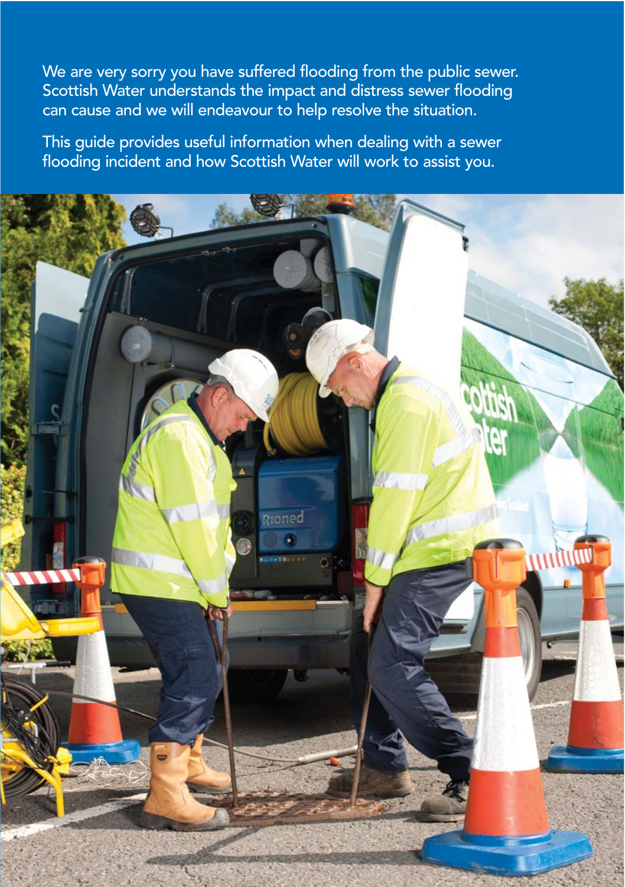We are very sorry you have suffered flooding from the public sewer. Scottish Water understands the impact and distress sewer flooding can cause and we will endeavour to help resolve the situation.

This guide provides useful information when dealing with a sewer flooding incident and how Scottish Water will work to assist you.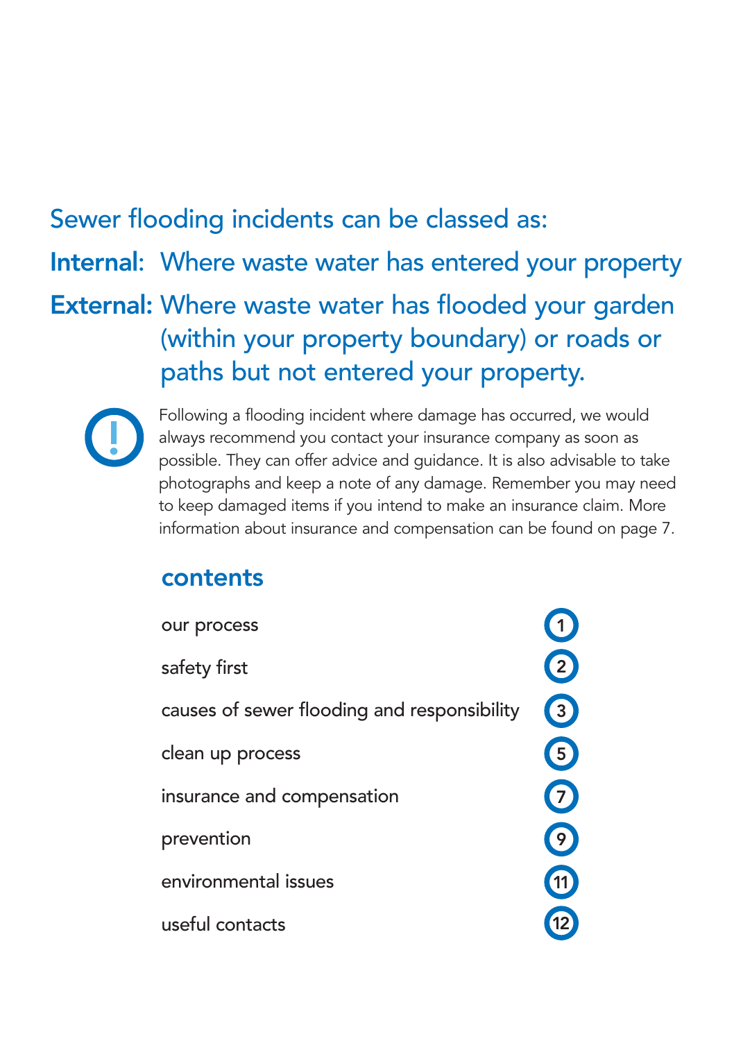## Sewer flooding incidents can be classed as:

**Internal:** Where waste water has entered your property

**External:** Where waste water has flooded your garden (within your property boundary) or roads or paths but not entered your property.

Following a flooding incident where damage has occurred, we would always recommend you contact your insurance company as soon as possible. They can offer advice and guidance. It is also advisable to take photographs and keep a note of any damage. Remember you may need to keep damaged items if you intend to make an insurance claim. More information about insurance and compensation can be found on page 7.

## contents

| | |
|---|---|
| our process | 1 |
| safety first | 2 |
| causes of sewer flooding and responsibility | 3 |
| clean up process | 5 |
| insurance and compensation | 7 |
| prevention | 9 |
| environmental issues | 11 |
| useful contacts | 12 |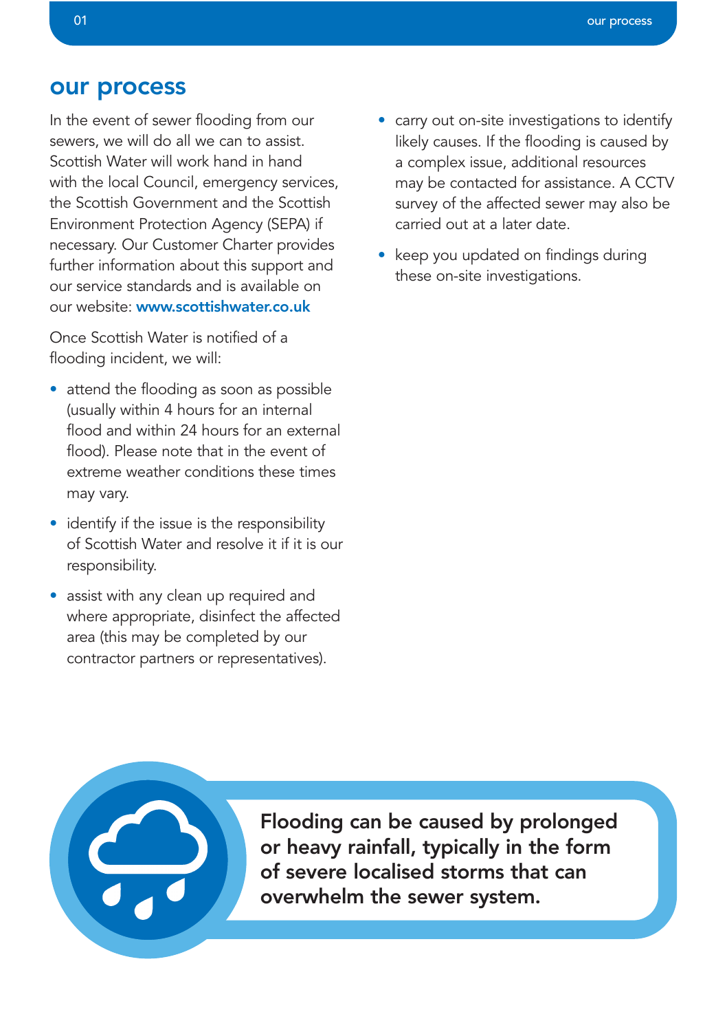## our process

In the event of sewer flooding from our sewers, we will do all we can to assist. Scottish Water will work hand in hand with the local Council, emergency services, the Scottish Government and the Scottish Environment Protection Agency (SEPA) if necessary. Our Customer Charter provides further information about this support and our service standards and is available on our website: **www.scottishwater.co.uk**

Once Scottish Water is notified of a flooding incident, we will:

- attend the flooding as soon as possible (usually within 4 hours for an internal flood and within 24 hours for an external flood). Please note that in the event of extreme weather conditions these times may vary.
- identify if the issue is the responsibility of Scottish Water and resolve it if it is our responsibility.
- assist with any clean up required and where appropriate, disinfect the affected area (this may be completed by our contractor partners or representatives).
- carry out on-site investigations to identify likely causes. If the flooding is caused by a complex issue, additional resources may be contacted for assistance. A CCTV survey of the affected sewer may also be carried out at a later date.
- keep you updated on findings during these on-site investigations.

**Flooding can be caused by prolonged or heavy rainfall, typically in the form of severe localised storms that can overwhelm the sewer system.**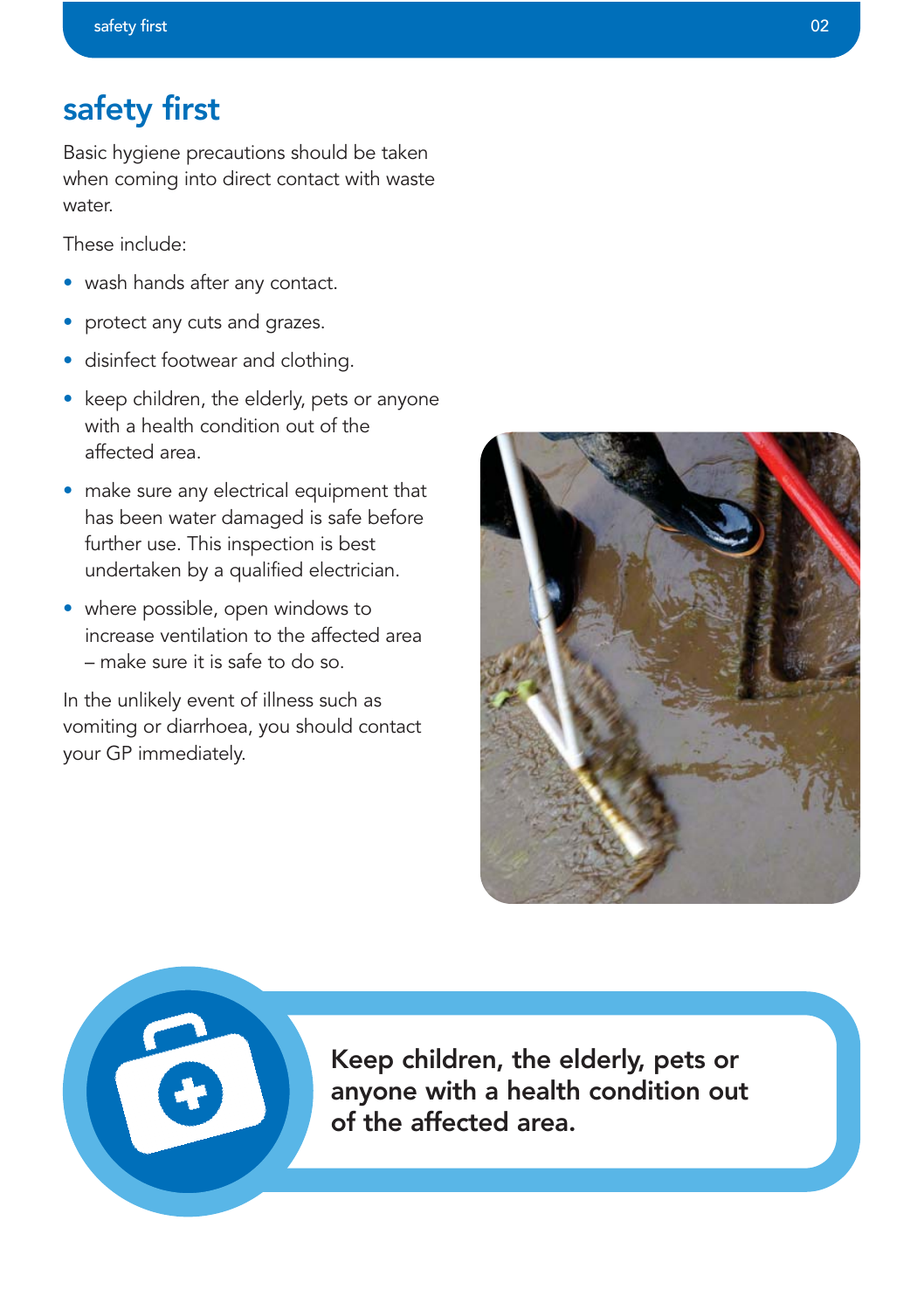# safety first

Basic hygiene precautions should be taken when coming into direct contact with waste water.

These include:

- wash hands after any contact.
- protect any cuts and grazes.
- disinfect footwear and clothing.
- keep children, the elderly, pets or anyone with a health condition out of the affected area.
- make sure any electrical equipment that has been water damaged is safe before further use. This inspection is best undertaken by a qualified electrician.
- where possible, open windows to increase ventilation to the affected area – make sure it is safe to do so.

In the unlikely event of illness such as vomiting or diarrhoea, you should contact your GP immediately.

**Keep children, the elderly, pets or anyone with a health condition out of the affected area.**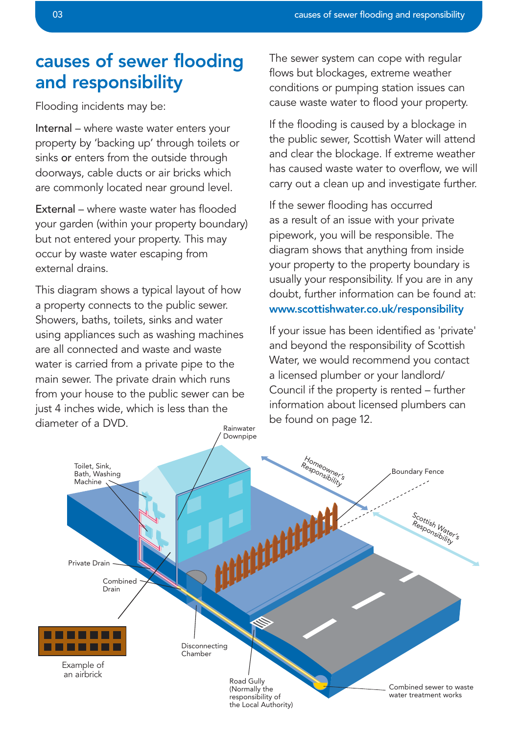# causes of sewer flooding and responsibility

Flooding incidents may be:

Internal – where waste water enters your property by 'backing up' through toilets or sinks or enters from the outside through doorways, cable ducts or air bricks which are commonly located near ground level.

External – where waste water has flooded your garden (within your property boundary) but not entered your property. This may occur by waste water escaping from external drains.

This diagram shows a typical layout of how a property connects to the public sewer. Showers, baths, toilets, sinks and water using appliances such as washing machines are all connected and waste and waste water is carried from a private pipe to the main sewer. The private drain which runs from your house to the public sewer can be just 4 inches wide, which is less than the diameter of a DVD.

The sewer system can cope with regular flows but blockages, extreme weather conditions or pumping station issues can cause waste water to flood your property.

If the flooding is caused by a blockage in the public sewer, Scottish Water will attend and clear the blockage. If extreme weather has caused waste water to overflow, we will carry out a clean up and investigate further.

If the sewer flooding has occurred as a result of an issue with your private pipework, you will be responsible. The diagram shows that anything from inside your property to the property boundary is usually your responsibility. If you are in any doubt, further information can be found at: **www.scottishwater.co.uk/responsibility**

If your issue has been identified as 'private' and beyond the responsibility of Scottish Water, we would recommend you contact a licensed plumber or your landlord/ Council if the property is rented – further information about licensed plumbers can be found on page 12.

Rainwater Downpipe

Toilet, Sink, Bath, Washing Machine

Homeowner's Responsibility

Boundary Fence

Scottish Water's Responsibility

Private Drain

Combined Drain

Example of an airbrick

Disconnecting Chamber

Road Gully (Normally the responsibility of the Local Authority)

Combined sewer to waste water treatment works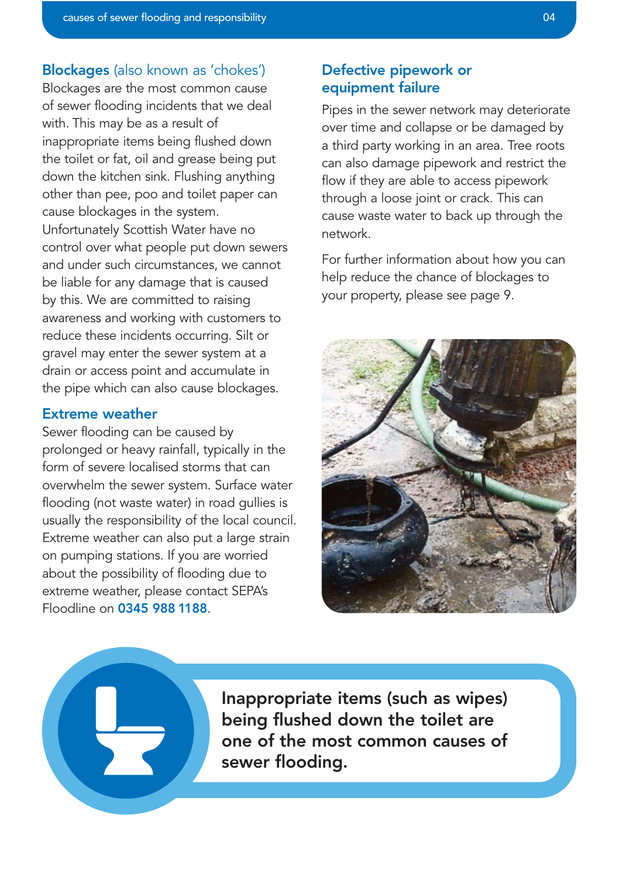## Blockages (also known as 'chokes')

Blockages are the most common cause of sewer flooding incidents that we deal with. This may be as a result of inappropriate items being flushed down the toilet or fat, oil and grease being put down the kitchen sink. Flushing anything other than pee, poo and toilet paper can cause blockages in the system. Unfortunately Scottish Water have no control over what people put down sewers and under such circumstances, we cannot be liable for any damage that is caused by this. We are committed to raising awareness and working with customers to reduce these incidents occurring. Silt or gravel may enter the sewer system at a drain or access point and accumulate in the pipe which can also cause blockages.

## Extreme weather

Sewer flooding can be caused by prolonged or heavy rainfall, typically in the form of severe localised storms that can overwhelm the sewer system. Surface water flooding (not waste water) in road gullies is usually the responsibility of the local council. Extreme weather can also put a large strain on pumping stations. If you are worried about the possibility of flooding due to extreme weather, please contact SEPA's Floodline on **0345 988 1188**.

## Defective pipework or equipment failure

Pipes in the sewer network may deteriorate over time and collapse or be damaged by a third party working in an area. Tree roots can also damage pipework and restrict the flow if they are able to access pipework through a loose joint or crack. This can cause waste water to back up through the network.

For further information about how you can help reduce the chance of blockages to your property, please see page 9.

**Inappropriate items (such as wipes) being flushed down the toilet are one of the most common causes of sewer flooding.**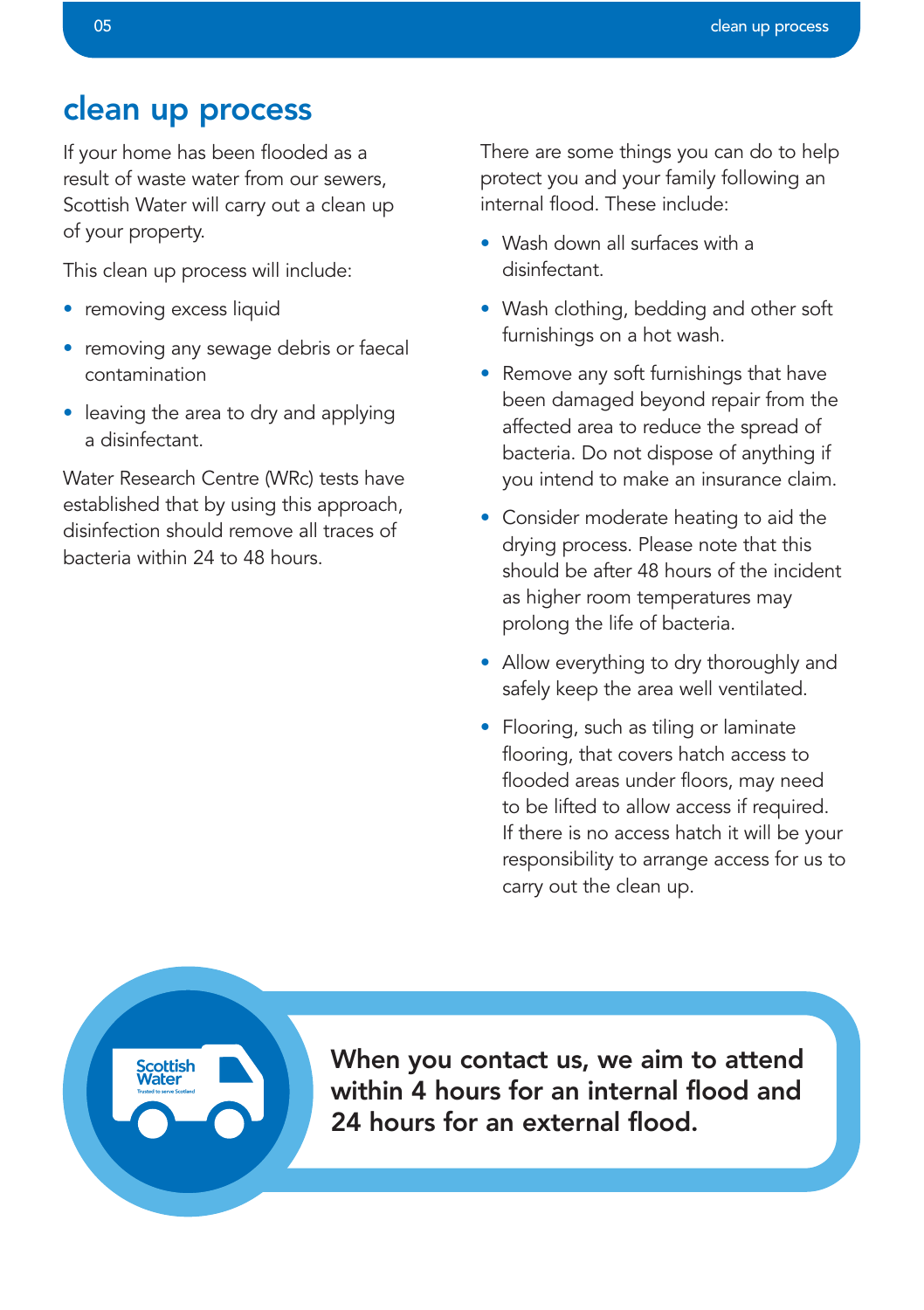# clean up process

If your home has been flooded as a result of waste water from our sewers, Scottish Water will carry out a clean up of your property.

This clean up process will include:

- removing excess liquid
- removing any sewage debris or faecal contamination
- leaving the area to dry and applying a disinfectant.

Water Research Centre (WRc) tests have established that by using this approach, disinfection should remove all traces of bacteria within 24 to 48 hours.

There are some things you can do to help protect you and your family following an internal flood. These include:

- Wash down all surfaces with a disinfectant.
- Wash clothing, bedding and other soft furnishings on a hot wash.
- Remove any soft furnishings that have been damaged beyond repair from the affected area to reduce the spread of bacteria. Do not dispose of anything if you intend to make an insurance claim.
- Consider moderate heating to aid the drying process. Please note that this should be after 48 hours of the incident as higher room temperatures may prolong the life of bacteria.
- Allow everything to dry thoroughly and safely keep the area well ventilated.
- Flooring, such as tiling or laminate flooring, that covers hatch access to flooded areas under floors, may need to be lifted to allow access if required. If there is no access hatch it will be your responsibility to arrange access for us to carry out the clean up.

**When you contact us, we aim to attend within 4 hours for an internal flood and 24 hours for an external flood.**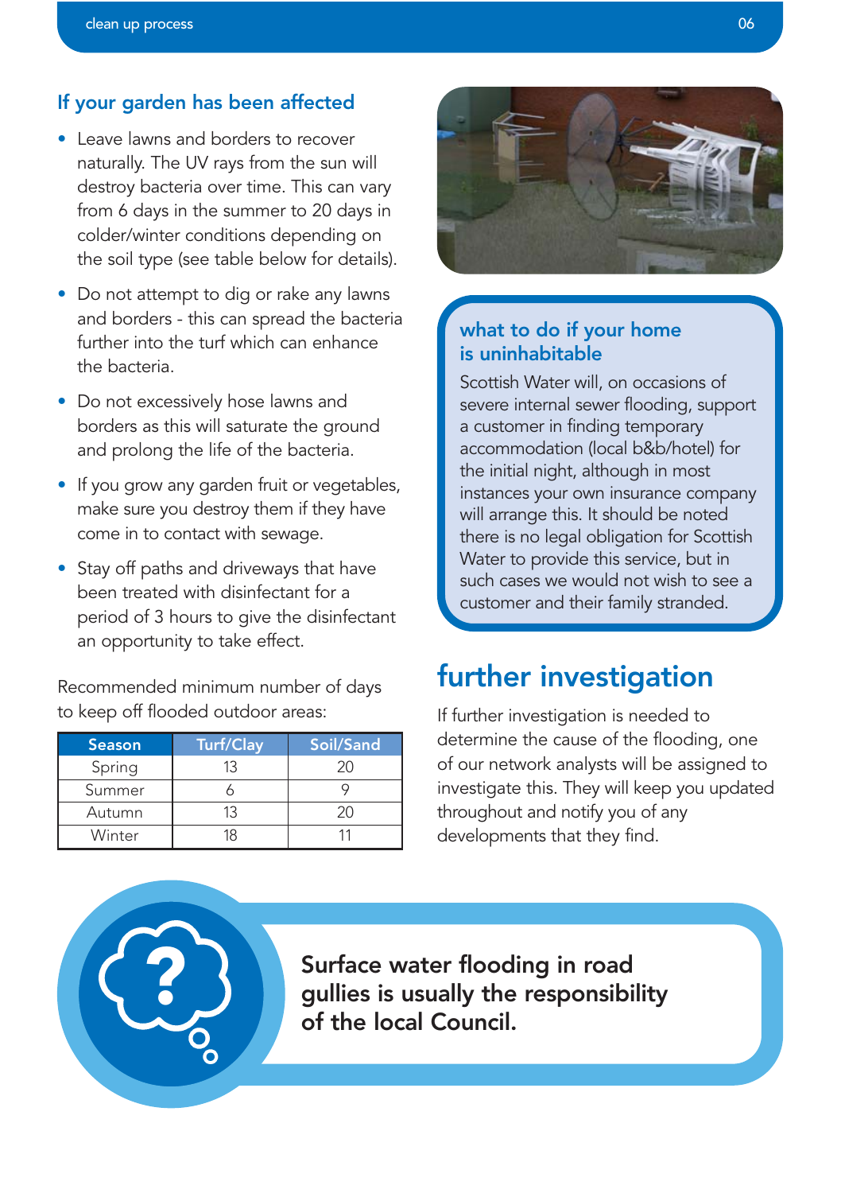## If your garden has been affected

- Leave lawns and borders to recover naturally. The UV rays from the sun will destroy bacteria over time. This can vary from 6 days in the summer to 20 days in colder/winter conditions depending on the soil type (see table below for details).
- Do not attempt to dig or rake any lawns and borders - this can spread the bacteria further into the turf which can enhance the bacteria.
- Do not excessively hose lawns and borders as this will saturate the ground and prolong the life of the bacteria.
- If you grow any garden fruit or vegetables, make sure you destroy them if they have come in to contact with sewage.
- Stay off paths and driveways that have been treated with disinfectant for a period of 3 hours to give the disinfectant an opportunity to take effect.

Recommended minimum number of days to keep off flooded outdoor areas:

| Season | Turf/Clay | Soil/Sand |
|---|---|---|
| Spring | 13 | 20 |
| Summer | 6 | 9 |
| Autumn | 13 | 20 |
| Winter | 18 | 11 |

### what to do if your home is uninhabitable

Scottish Water will, on occasions of severe internal sewer flooding, support a customer in finding temporary accommodation (local b&b/hotel) for the initial night, although in most instances your own insurance company will arrange this. It should be noted there is no legal obligation for Scottish Water to provide this service, but in such cases we would not wish to see a customer and their family stranded.

## further investigation

If further investigation is needed to determine the cause of the flooding, one of our network analysts will be assigned to investigate this. They will keep you updated throughout and notify you of any developments that they find.

**Surface water flooding in road gullies is usually the responsibility of the local Council.**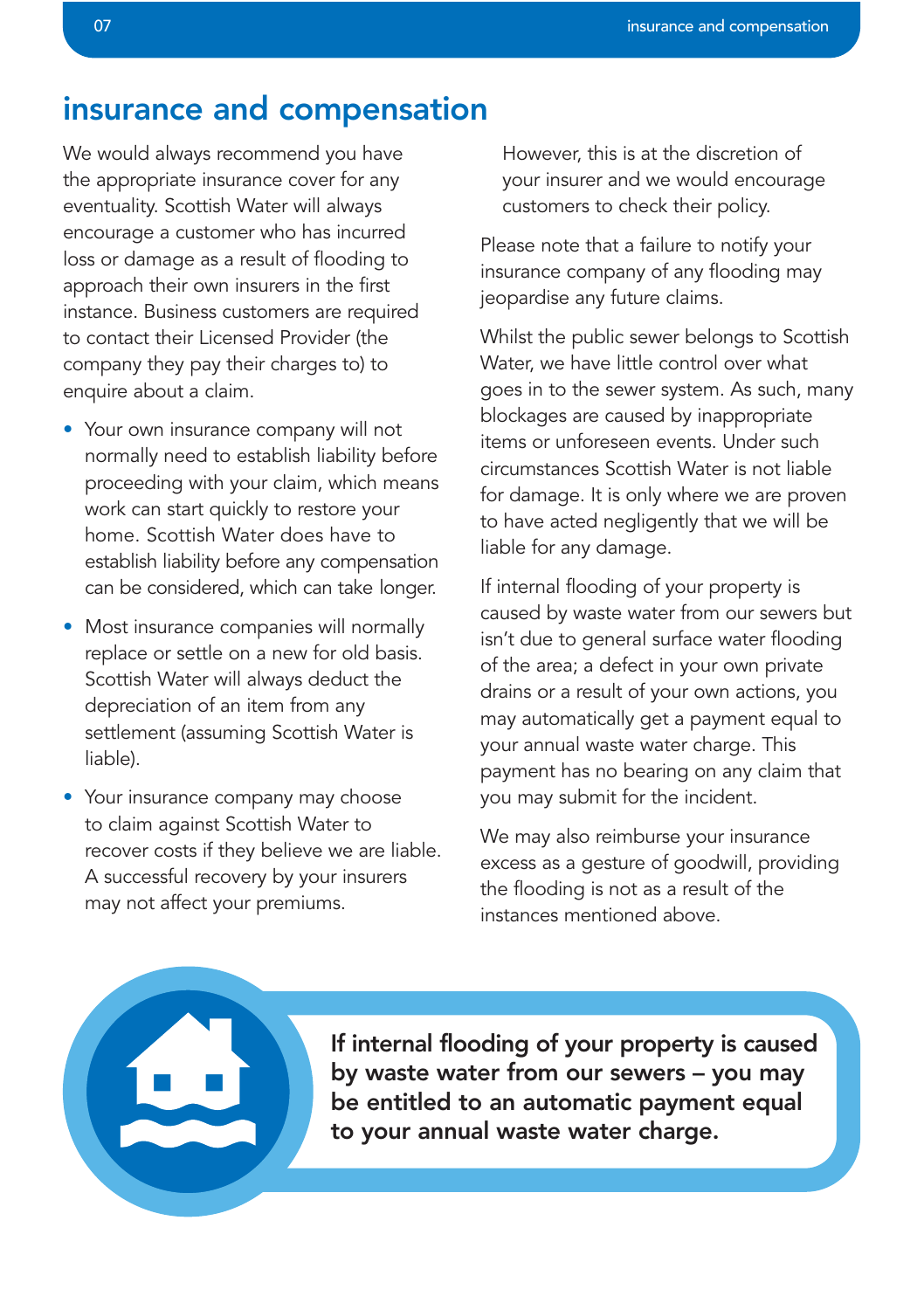# insurance and compensation

We would always recommend you have the appropriate insurance cover for any eventuality. Scottish Water will always encourage a customer who has incurred loss or damage as a result of flooding to approach their own insurers in the first instance. Business customers are required to contact their Licensed Provider (the company they pay their charges to) to enquire about a claim.

- Your own insurance company will not normally need to establish liability before proceeding with your claim, which means work can start quickly to restore your home. Scottish Water does have to establish liability before any compensation can be considered, which can take longer.
- Most insurance companies will normally replace or settle on a new for old basis. Scottish Water will always deduct the depreciation of an item from any settlement (assuming Scottish Water is liable).
- Your insurance company may choose to claim against Scottish Water to recover costs if they believe we are liable. A successful recovery by your insurers may not affect your premiums. However, this is at the discretion of your insurer and we would encourage customers to check their policy.

Please note that a failure to notify your insurance company of any flooding may jeopardise any future claims.

Whilst the public sewer belongs to Scottish Water, we have little control over what goes in to the sewer system. As such, many blockages are caused by inappropriate items or unforeseen events. Under such circumstances Scottish Water is not liable for damage. It is only where we are proven to have acted negligently that we will be liable for any damage.

If internal flooding of your property is caused by waste water from our sewers but isn't due to general surface water flooding of the area; a defect in your own private drains or a result of your own actions, you may automatically get a payment equal to your annual waste water charge. This payment has no bearing on any claim that you may submit for the incident.

We may also reimburse your insurance excess as a gesture of goodwill, providing the flooding is not as a result of the instances mentioned above.

**If internal flooding of your property is caused by waste water from our sewers – you may be entitled to an automatic payment equal to your annual waste water charge.**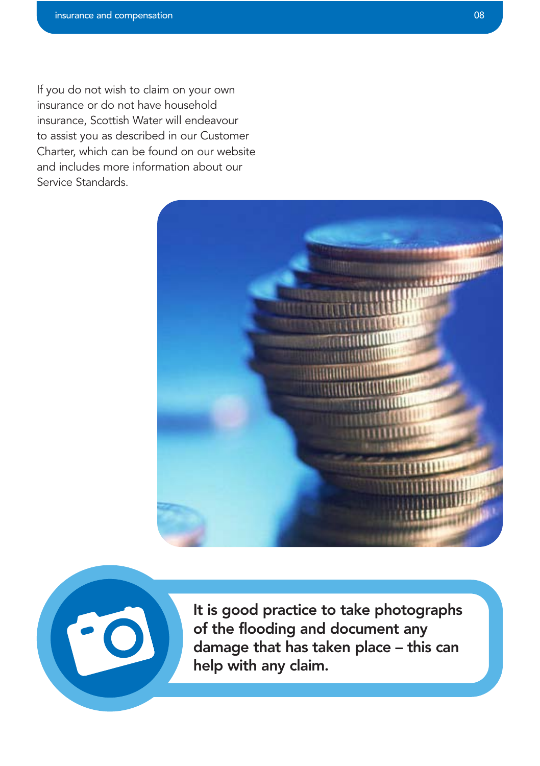If you do not wish to claim on your own insurance or do not have household insurance, Scottish Water will endeavour to assist you as described in our Customer Charter, which can be found on our website and includes more information about our Service Standards.

**It is good practice to take photographs of the flooding and document any damage that has taken place – this can help with any claim.**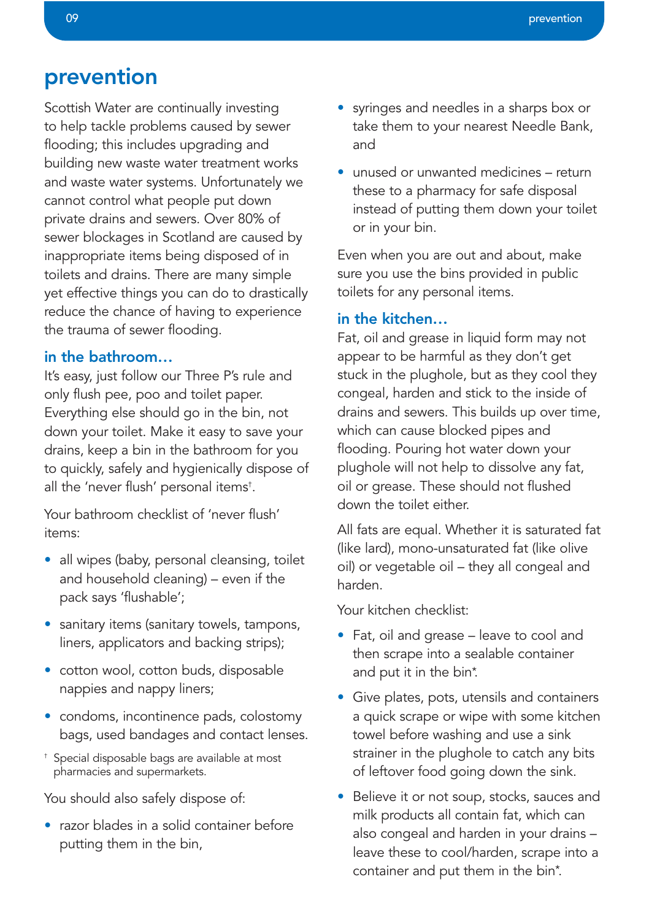# prevention

Scottish Water are continually investing to help tackle problems caused by sewer flooding; this includes upgrading and building new waste water treatment works and waste water systems. Unfortunately we cannot control what people put down private drains and sewers. Over 80% of sewer blockages in Scotland are caused by inappropriate items being disposed of in toilets and drains. There are many simple yet effective things you can do to drastically reduce the chance of having to experience the trauma of sewer flooding.

## in the bathroom…

It's easy, just follow our Three P's rule and only flush pee, poo and toilet paper. Everything else should go in the bin, not down your toilet. Make it easy to save your drains, keep a bin in the bathroom for you to quickly, safely and hygienically dispose of all the 'never flush' personal items[†].

Your bathroom checklist of 'never flush' items:

- all wipes (baby, personal cleansing, toilet and household cleaning) – even if the pack says 'flushable';
- sanitary items (sanitary towels, tampons, liners, applicators and backing strips);
- cotton wool, cotton buds, disposable nappies and nappy liners;
- condoms, incontinence pads, colostomy bags, used bandages and contact lenses.

[†] Special disposable bags are available at most pharmacies and supermarkets.

You should also safely dispose of:

- razor blades in a solid container before putting them in the bin,
- syringes and needles in a sharps box or take them to your nearest Needle Bank, and
- unused or unwanted medicines – return these to a pharmacy for safe disposal instead of putting them down your toilet or in your bin.

Even when you are out and about, make sure you use the bins provided in public toilets for any personal items.

## in the kitchen…

Fat, oil and grease in liquid form may not appear to be harmful as they don't get stuck in the plughole, but as they cool they congeal, harden and stick to the inside of drains and sewers. This builds up over time, which can cause blocked pipes and flooding. Pouring hot water down your plughole will not help to dissolve any fat, oil or grease. These should not flushed down the toilet either.

All fats are equal. Whether it is saturated fat (like lard), mono-unsaturated fat (like olive oil) or vegetable oil – they all congeal and harden.

Your kitchen checklist:

- Fat, oil and grease – leave to cool and then scrape into a sealable container and put it in the bin*.
- Give plates, pots, utensils and containers a quick scrape or wipe with some kitchen towel before washing and use a sink strainer in the plughole to catch any bits of leftover food going down the sink.
- Believe it or not soup, stocks, sauces and milk products all contain fat, which can also congeal and harden in your drains – leave these to cool/harden, scrape into a container and put them in the bin*.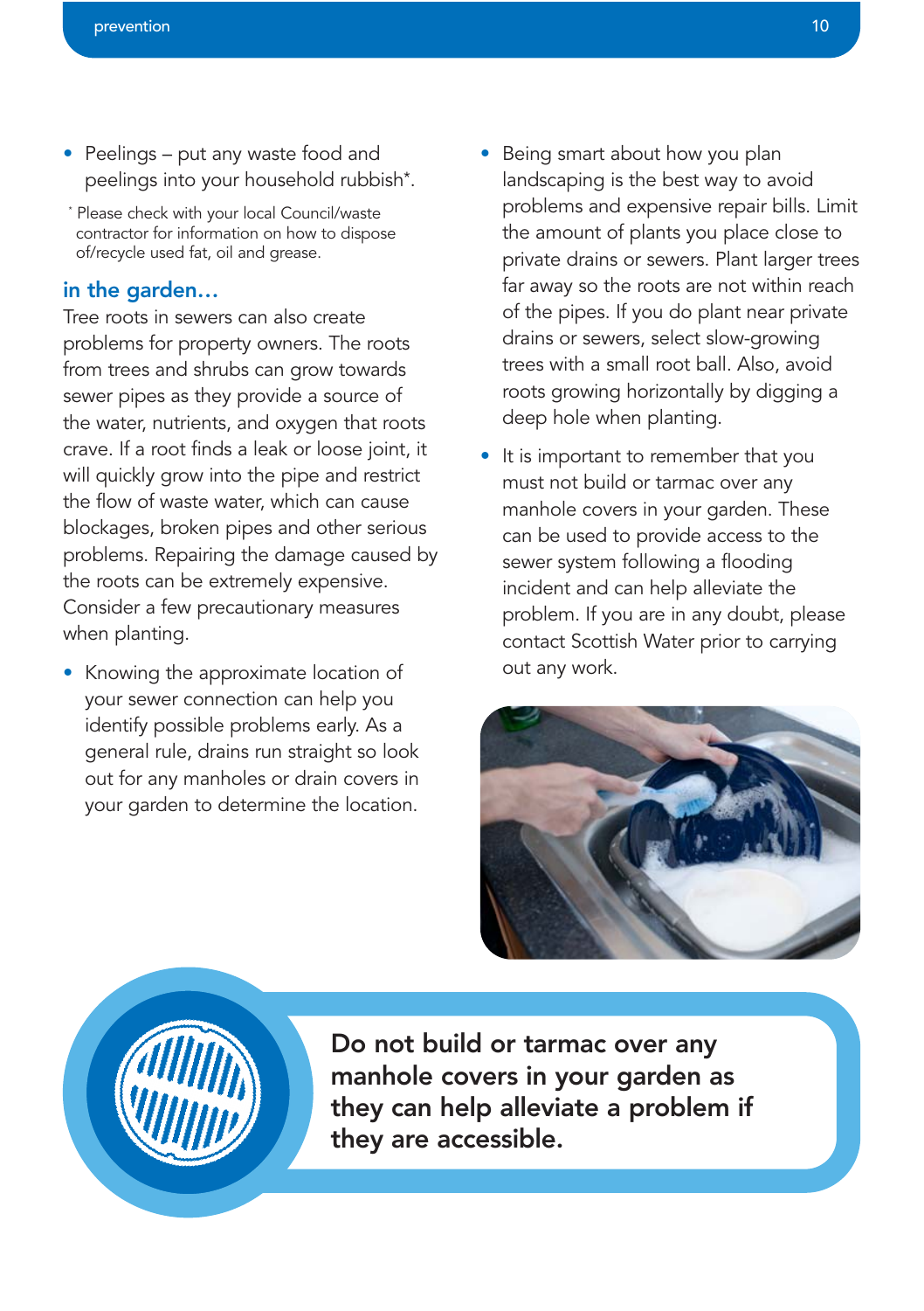- Peelings – put any waste food and peelings into your household rubbish*.

\* Please check with your local Council/waste contractor for information on how to dispose of/recycle used fat, oil and grease.

### in the garden…

Tree roots in sewers can also create problems for property owners. The roots from trees and shrubs can grow towards sewer pipes as they provide a source of the water, nutrients, and oxygen that roots crave. If a root finds a leak or loose joint, it will quickly grow into the pipe and restrict the flow of waste water, which can cause blockages, broken pipes and other serious problems. Repairing the damage caused by the roots can be extremely expensive. Consider a few precautionary measures when planting.

- Knowing the approximate location of your sewer connection can help you identify possible problems early. As a general rule, drains run straight so look out for any manholes or drain covers in your garden to determine the location.
- Being smart about how you plan landscaping is the best way to avoid problems and expensive repair bills. Limit the amount of plants you place close to private drains or sewers. Plant larger trees far away so the roots are not within reach of the pipes. If you do plant near private drains or sewers, select slow-growing trees with a small root ball. Also, avoid roots growing horizontally by digging a deep hole when planting.
- It is important to remember that you must not build or tarmac over any manhole covers in your garden. These can be used to provide access to the sewer system following a flooding incident and can help alleviate the problem. If you are in any doubt, please contact Scottish Water prior to carrying out any work.

**Do not build or tarmac over any manhole covers in your garden as they can help alleviate a problem if they are accessible.**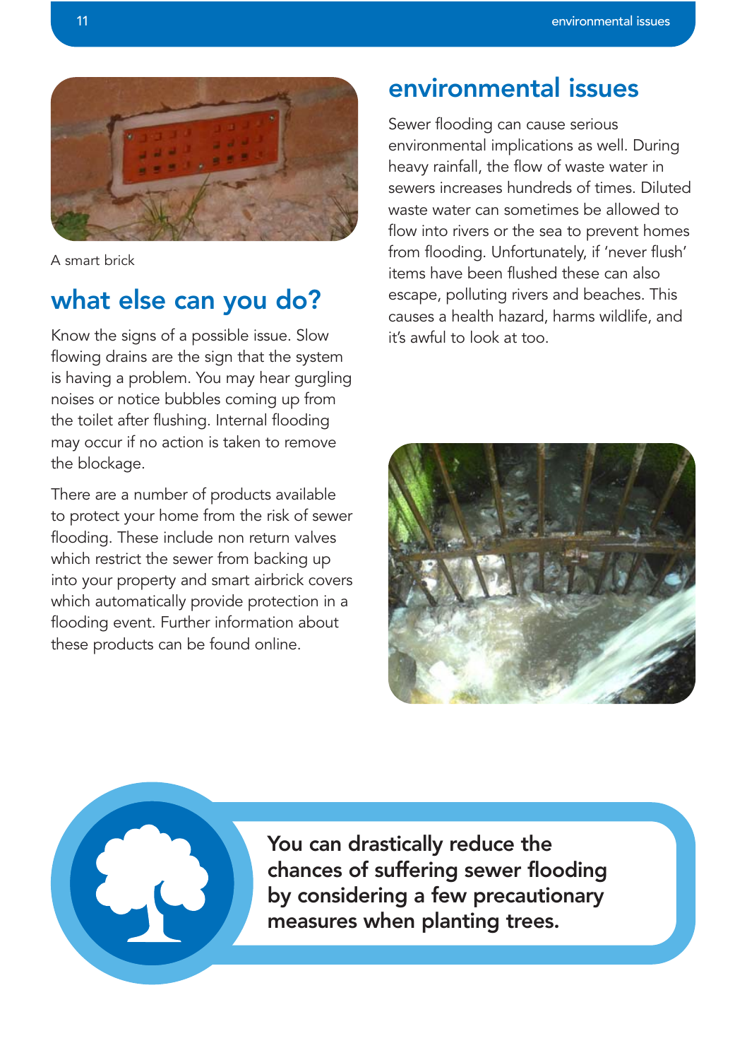A smart brick

## what else can you do?

Know the signs of a possible issue. Slow flowing drains are the sign that the system is having a problem. You may hear gurgling noises or notice bubbles coming up from the toilet after flushing. Internal flooding may occur if no action is taken to remove the blockage.

There are a number of products available to protect your home from the risk of sewer flooding. These include non return valves which restrict the sewer from backing up into your property and smart airbrick covers which automatically provide protection in a flooding event. Further information about these products can be found online.

## environmental issues

Sewer flooding can cause serious environmental implications as well. During heavy rainfall, the flow of waste water in sewers increases hundreds of times. Diluted waste water can sometimes be allowed to flow into rivers or the sea to prevent homes from flooding. Unfortunately, if 'never flush' items have been flushed these can also escape, polluting rivers and beaches. This causes a health hazard, harms wildlife, and it's awful to look at too.

**You can drastically reduce the chances of suffering sewer flooding by considering a few precautionary measures when planting trees.**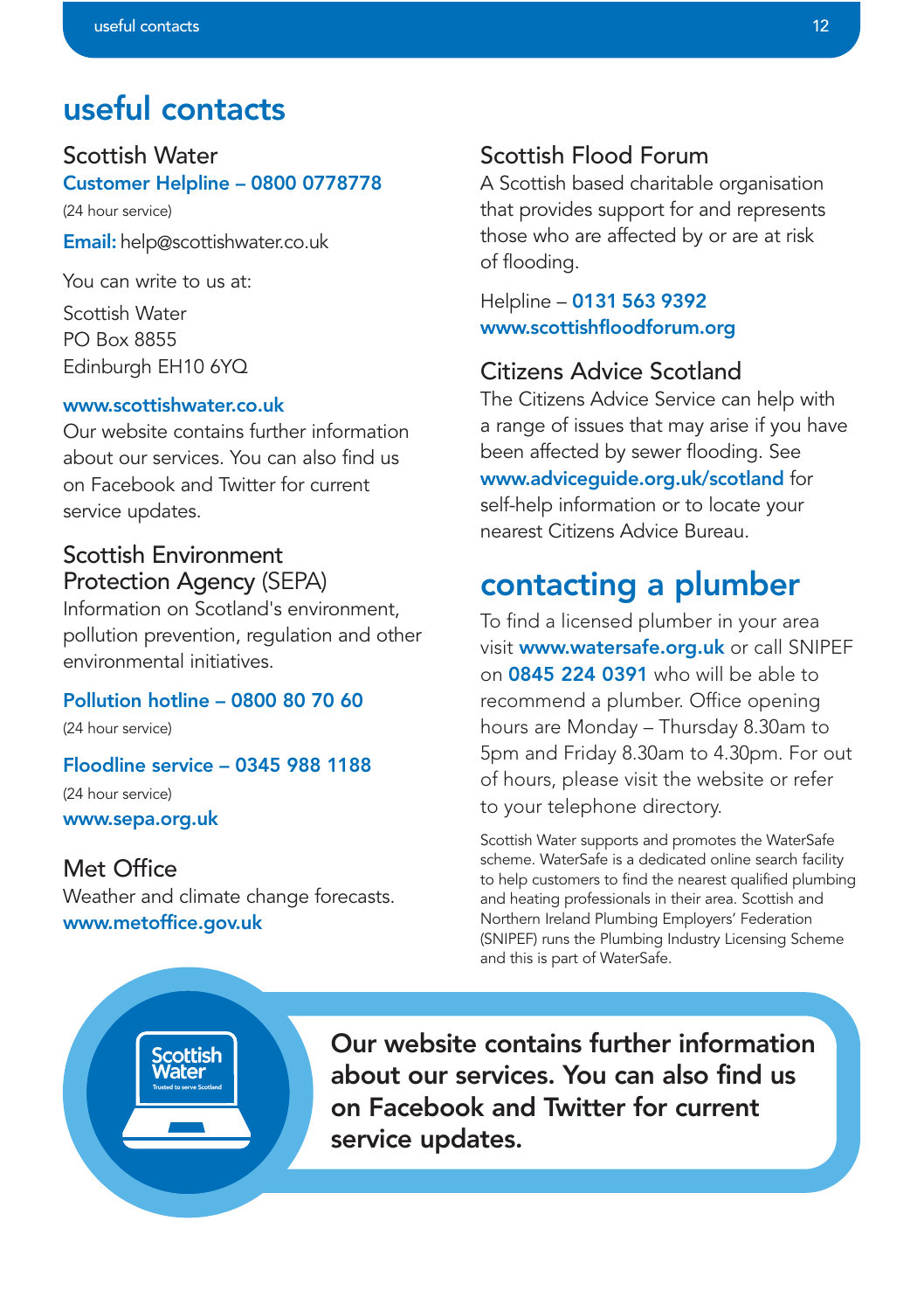# useful contacts

## Scottish Water

**Customer Helpline – 0800 0778778**

(24 hour service)

**Email:** help@scottishwater.co.uk

You can write to us at:

Scottish Water
PO Box 8855
Edinburgh EH10 6YQ

**www.scottishwater.co.uk**

Our website contains further information about our services. You can also find us on Facebook and Twitter for current service updates.

## Scottish Environment Protection Agency (SEPA)

Information on Scotland's environment, pollution prevention, regulation and other environmental initiatives.

**Pollution hotline – 0800 80 70 60**

(24 hour service)

**Floodline service – 0345 988 1188**

(24 hour service)

**www.sepa.org.uk**

## Met Office

Weather and climate change forecasts.

**www.metoffice.gov.uk**

## Scottish Flood Forum

A Scottish based charitable organisation that provides support for and represents those who are affected by or are at risk of flooding.

Helpline – **0131 563 9392**

**www.scottishfloodforum.org**

## Citizens Advice Scotland

The Citizens Advice Service can help with a range of issues that may arise if you have been affected by sewer flooding. See **www.adviceguide.org.uk/scotland** for self-help information or to locate your nearest Citizens Advice Bureau.

# contacting a plumber

To find a licensed plumber in your area visit **www.watersafe.org.uk** or call SNIPEF on **0845 224 0391** who will be able to recommend a plumber. Office opening hours are Monday – Thursday 8.30am to 5pm and Friday 8.30am to 4.30pm. For out of hours, please visit the website or refer to your telephone directory.

Scottish Water supports and promotes the WaterSafe scheme. WaterSafe is a dedicated online search facility to help customers to find the nearest qualified plumbing and heating professionals in their area. Scottish and Northern Ireland Plumbing Employers' Federation (SNIPEF) runs the Plumbing Industry Licensing Scheme and this is part of WaterSafe.

**Our website contains further information about our services. You can also find us on Facebook and Twitter for current service updates.**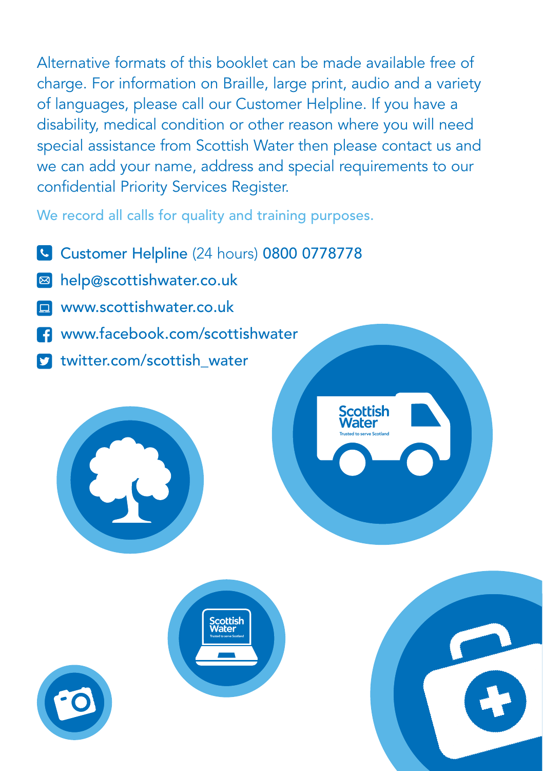Alternative formats of this booklet can be made available free of charge. For information on Braille, large print, audio and a variety of languages, please call our Customer Helpline. If you have a disability, medical condition or other reason where you will need special assistance from Scottish Water then please contact us and we can add your name, address and special requirements to our confidential Priority Services Register.

We record all calls for quality and training purposes.

- Customer Helpline (24 hours) 0800 0778778
- help@scottishwater.co.uk
- www.scottishwater.co.uk
- www.facebook.com/scottishwater
- twitter.com/scottish_water